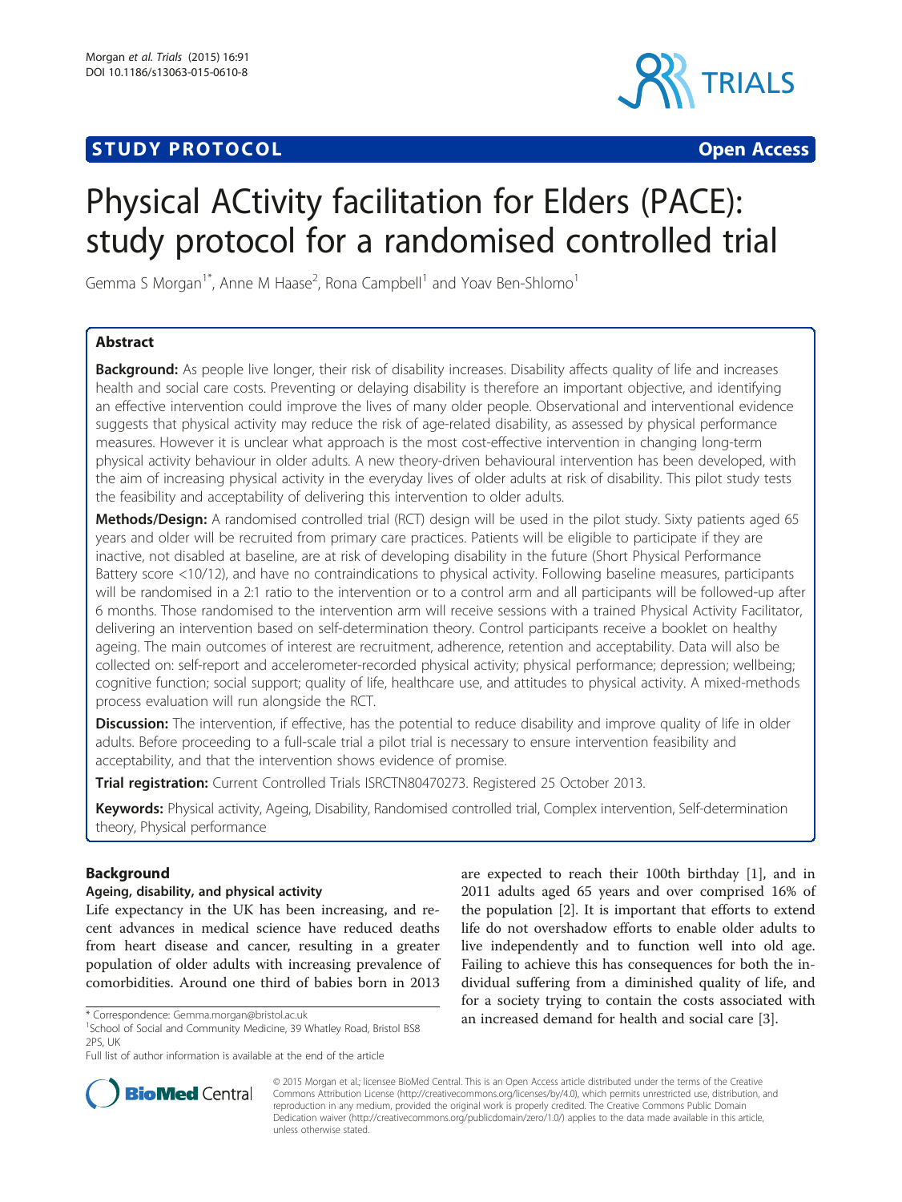STUDY PROTOCOL Open Access

# Physical ACtivity facilitation for Elders (PACE): study protocol for a randomised controlled trial

Gemma S Morgan[1*], Anne M Haase[2], Rona Campbell[1] and Yoav Ben-Shlomo[1]

## Abstract

**Background:** As people live longer, their risk of disability increases. Disability affects quality of life and increases health and social care costs. Preventing or delaying disability is therefore an important objective, and identifying an effective intervention could improve the lives of many older people. Observational and interventional evidence suggests that physical activity may reduce the risk of age-related disability, as assessed by physical performance measures. However it is unclear what approach is the most cost-effective intervention in changing long-term physical activity behaviour in older adults. A new theory-driven behavioural intervention has been developed, with the aim of increasing physical activity in the everyday lives of older adults at risk of disability. This pilot study tests the feasibility and acceptability of delivering this intervention to older adults.

**Methods/Design:** A randomised controlled trial (RCT) design will be used in the pilot study. Sixty patients aged 65 years and older will be recruited from primary care practices. Patients will be eligible to participate if they are inactive, not disabled at baseline, are at risk of developing disability in the future (Short Physical Performance Battery score <10/12), and have no contraindications to physical activity. Following baseline measures, participants will be randomised in a 2:1 ratio to the intervention or to a control arm and all participants will be followed-up after 6 months. Those randomised to the intervention arm will receive sessions with a trained Physical Activity Facilitator, delivering an intervention based on self-determination theory. Control participants receive a booklet on healthy ageing. The main outcomes of interest are recruitment, adherence, retention and acceptability. Data will also be collected on: self-report and accelerometer-recorded physical activity; physical performance; depression; wellbeing; cognitive function; social support; quality of life, healthcare use, and attitudes to physical activity. A mixed-methods process evaluation will run alongside the RCT.

**Discussion:** The intervention, if effective, has the potential to reduce disability and improve quality of life in older adults. Before proceeding to a full-scale trial a pilot trial is necessary to ensure intervention feasibility and acceptability, and that the intervention shows evidence of promise.

**Trial registration:** Current Controlled Trials ISRCTN80470273. Registered 25 October 2013.

**Keywords:** Physical activity, Ageing, Disability, Randomised controlled trial, Complex intervention, Self-determination theory, Physical performance

## Background

### Ageing, disability, and physical activity

Life expectancy in the UK has been increasing, and recent advances in medical science have reduced deaths from heart disease and cancer, resulting in a greater population of older adults with increasing prevalence of comorbidities. Around one third of babies born in 2013 are expected to reach their 100th birthday [1], and in 2011 adults aged 65 years and over comprised 16% of the population [2]. It is important that efforts to extend life do not overshadow efforts to enable older adults to live independently and to function well into old age. Failing to achieve this has consequences for both the individual suffering from a diminished quality of life, and for a society trying to contain the costs associated with an increased demand for health and social care [3].

\* Correspondence: Gemma.morgan@bristol.ac.uk
[1]School of Social and Community Medicine, 39 Whatley Road, Bristol BS8 2PS, UK
Full list of author information is available at the end of the article

© 2015 Morgan et al.; licensee BioMed Central. This is an Open Access article distributed under the terms of the Creative Commons Attribution License (http://creativecommons.org/licenses/by/4.0), which permits unrestricted use, distribution, and reproduction in any medium, provided the original work is properly credited. The Creative Commons Public Domain Dedication waiver (http://creativecommons.org/publicdomain/zero/1.0/) applies to the data made available in this article, unless otherwise stated.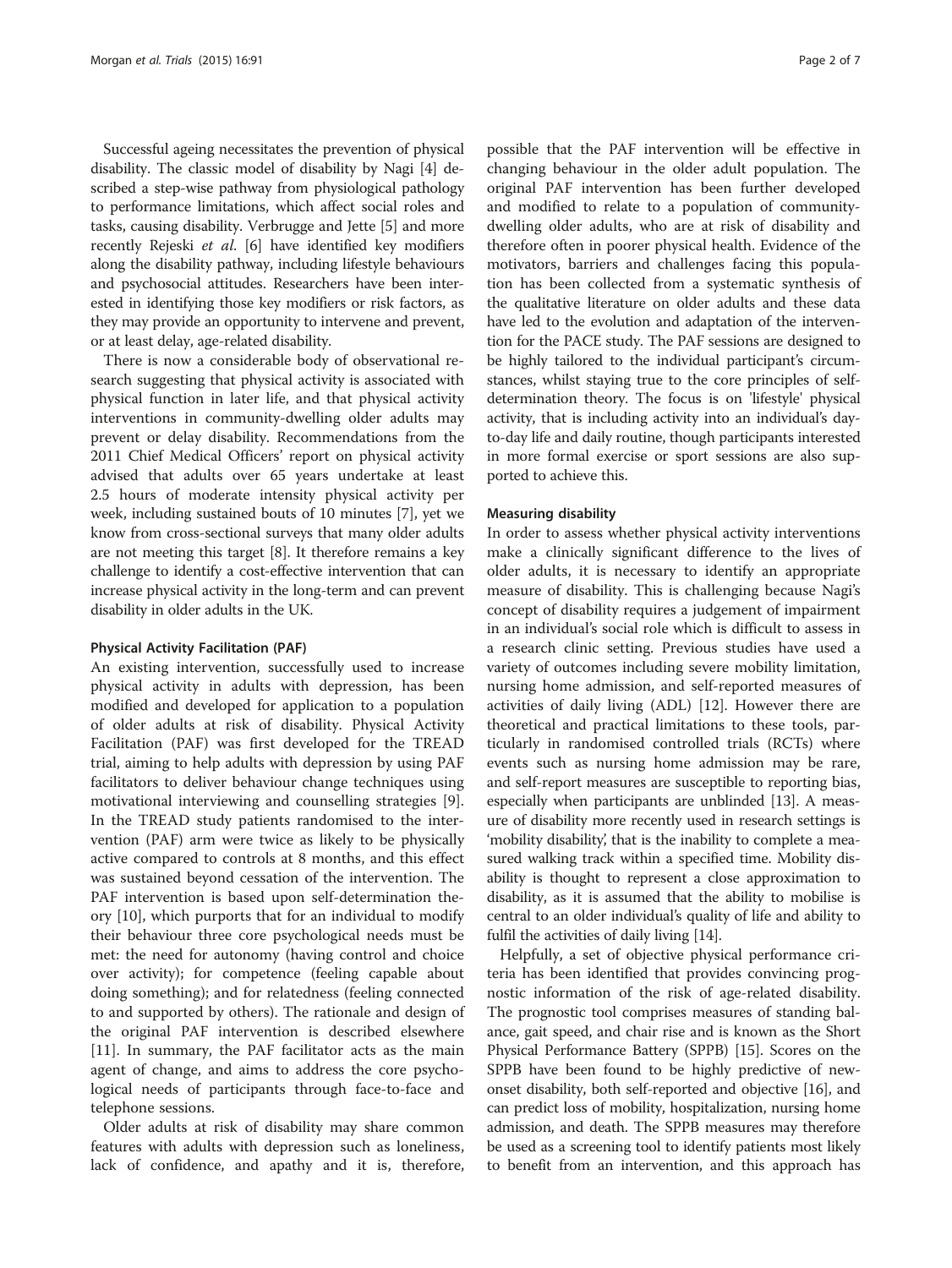Successful ageing necessitates the prevention of physical disability. The classic model of disability by Nagi [4] described a step-wise pathway from physiological pathology to performance limitations, which affect social roles and tasks, causing disability. Verbrugge and Jette [5] and more recently Rejeski *et al.* [6] have identified key modifiers along the disability pathway, including lifestyle behaviours and psychosocial attitudes. Researchers have been interested in identifying those key modifiers or risk factors, as they may provide an opportunity to intervene and prevent, or at least delay, age-related disability.

There is now a considerable body of observational research suggesting that physical activity is associated with physical function in later life, and that physical activity interventions in community-dwelling older adults may prevent or delay disability. Recommendations from the 2011 Chief Medical Officers' report on physical activity advised that adults over 65 years undertake at least 2.5 hours of moderate intensity physical activity per week, including sustained bouts of 10 minutes [7], yet we know from cross-sectional surveys that many older adults are not meeting this target [8]. It therefore remains a key challenge to identify a cost-effective intervention that can increase physical activity in the long-term and can prevent disability in older adults in the UK.

#### Physical Activity Facilitation (PAF)

An existing intervention, successfully used to increase physical activity in adults with depression, has been modified and developed for application to a population of older adults at risk of disability. Physical Activity Facilitation (PAF) was first developed for the TREAD trial, aiming to help adults with depression by using PAF facilitators to deliver behaviour change techniques using motivational interviewing and counselling strategies [9]. In the TREAD study patients randomised to the intervention (PAF) arm were twice as likely to be physically active compared to controls at 8 months, and this effect was sustained beyond cessation of the intervention. The PAF intervention is based upon self-determination theory [10], which purports that for an individual to modify their behaviour three core psychological needs must be met: the need for autonomy (having control and choice over activity); for competence (feeling capable about doing something); and for relatedness (feeling connected to and supported by others). The rationale and design of the original PAF intervention is described elsewhere [11]. In summary, the PAF facilitator acts as the main agent of change, and aims to address the core psychological needs of participants through face-to-face and telephone sessions.

Older adults at risk of disability may share common features with adults with depression such as loneliness, lack of confidence, and apathy and it is, therefore, possible that the PAF intervention will be effective in changing behaviour in the older adult population. The original PAF intervention has been further developed and modified to relate to a population of community-dwelling older adults, who are at risk of disability and therefore often in poorer physical health. Evidence of the motivators, barriers and challenges facing this population has been collected from a systematic synthesis of the qualitative literature on older adults and these data have led to the evolution and adaptation of the intervention for the PACE study. The PAF sessions are designed to be highly tailored to the individual participant's circumstances, whilst staying true to the core principles of self-determination theory. The focus is on 'lifestyle' physical activity, that is including activity into an individual's day-to-day life and daily routine, though participants interested in more formal exercise or sport sessions are also supported to achieve this.

#### Measuring disability

In order to assess whether physical activity interventions make a clinically significant difference to the lives of older adults, it is necessary to identify an appropriate measure of disability. This is challenging because Nagi's concept of disability requires a judgement of impairment in an individual's social role which is difficult to assess in a research clinic setting. Previous studies have used a variety of outcomes including severe mobility limitation, nursing home admission, and self-reported measures of activities of daily living (ADL) [12]. However there are theoretical and practical limitations to these tools, particularly in randomised controlled trials (RCTs) where events such as nursing home admission may be rare, and self-report measures are susceptible to reporting bias, especially when participants are unblinded [13]. A measure of disability more recently used in research settings is 'mobility disability', that is the inability to complete a measured walking track within a specified time. Mobility disability is thought to represent a close approximation to disability, as it is assumed that the ability to mobilise is central to an older individual's quality of life and ability to fulfil the activities of daily living [14].

Helpfully, a set of objective physical performance criteria has been identified that provides convincing prognostic information of the risk of age-related disability. The prognostic tool comprises measures of standing balance, gait speed, and chair rise and is known as the Short Physical Performance Battery (SPPB) [15]. Scores on the SPPB have been found to be highly predictive of new-onset disability, both self-reported and objective [16], and can predict loss of mobility, hospitalization, nursing home admission, and death. The SPPB measures may therefore be used as a screening tool to identify patients most likely to benefit from an intervention, and this approach has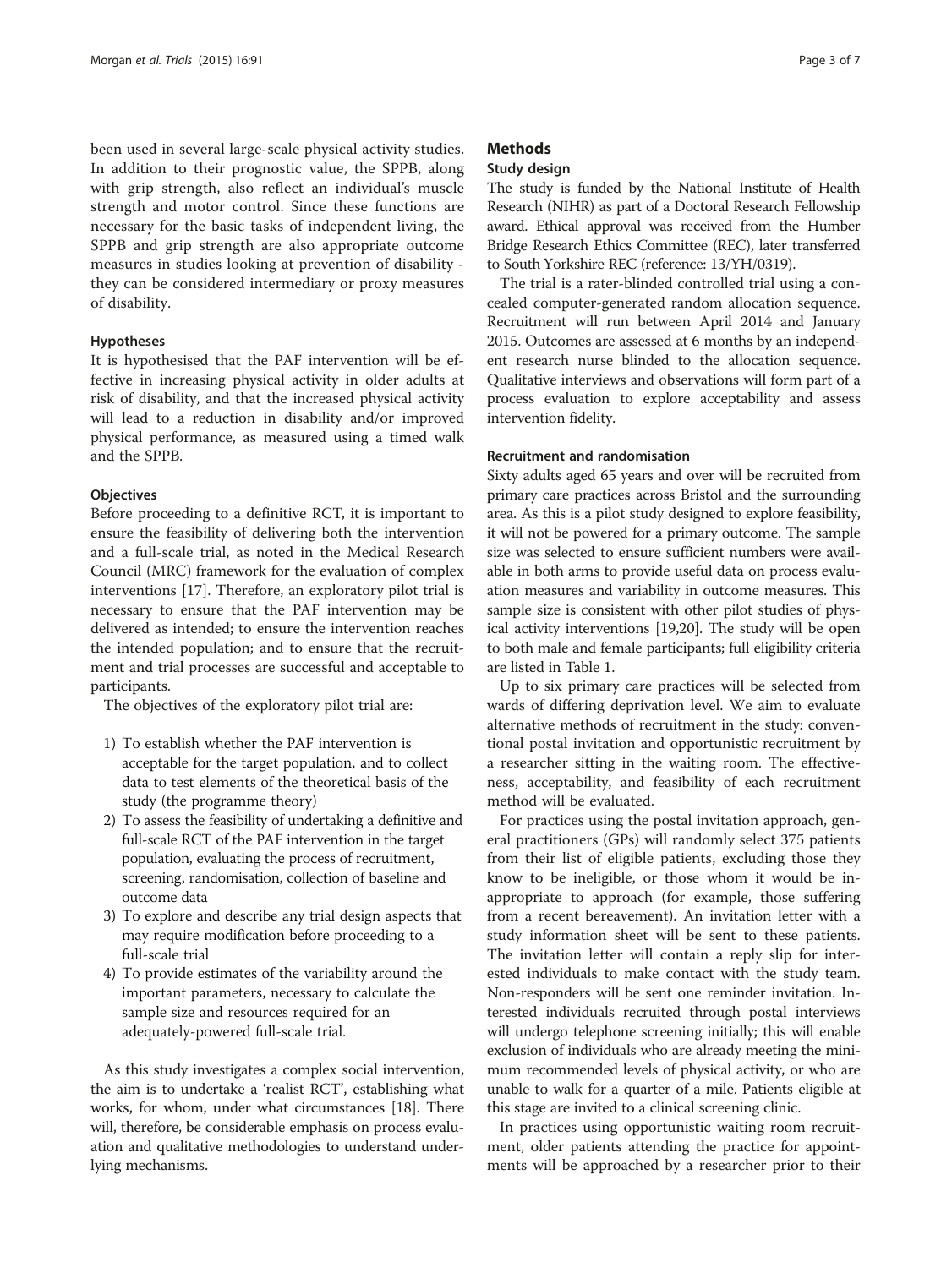been used in several large-scale physical activity studies. In addition to their prognostic value, the SPPB, along with grip strength, also reflect an individual's muscle strength and motor control. Since these functions are necessary for the basic tasks of independent living, the SPPB and grip strength are also appropriate outcome measures in studies looking at prevention of disability - they can be considered intermediary or proxy measures of disability.

### Hypotheses

It is hypothesised that the PAF intervention will be effective in increasing physical activity in older adults at risk of disability, and that the increased physical activity will lead to a reduction in disability and/or improved physical performance, as measured using a timed walk and the SPPB.

### Objectives

Before proceeding to a definitive RCT, it is important to ensure the feasibility of delivering both the intervention and a full-scale trial, as noted in the Medical Research Council (MRC) framework for the evaluation of complex interventions [17]. Therefore, an exploratory pilot trial is necessary to ensure that the PAF intervention may be delivered as intended; to ensure the intervention reaches the intended population; and to ensure that the recruitment and trial processes are successful and acceptable to participants.

The objectives of the exploratory pilot trial are:

1) To establish whether the PAF intervention is acceptable for the target population, and to collect data to test elements of the theoretical basis of the study (the programme theory)
2) To assess the feasibility of undertaking a definitive and full-scale RCT of the PAF intervention in the target population, evaluating the process of recruitment, screening, randomisation, collection of baseline and outcome data
3) To explore and describe any trial design aspects that may require modification before proceeding to a full-scale trial
4) To provide estimates of the variability around the important parameters, necessary to calculate the sample size and resources required for an adequately-powered full-scale trial.

As this study investigates a complex social intervention, the aim is to undertake a 'realist RCT', establishing what works, for whom, under what circumstances [18]. There will, therefore, be considerable emphasis on process evaluation and qualitative methodologies to understand underlying mechanisms.

## Methods

### Study design

The study is funded by the National Institute of Health Research (NIHR) as part of a Doctoral Research Fellowship award. Ethical approval was received from the Humber Bridge Research Ethics Committee (REC), later transferred to South Yorkshire REC (reference: 13/YH/0319).

The trial is a rater-blinded controlled trial using a concealed computer-generated random allocation sequence. Recruitment will run between April 2014 and January 2015. Outcomes are assessed at 6 months by an independent research nurse blinded to the allocation sequence. Qualitative interviews and observations will form part of a process evaluation to explore acceptability and assess intervention fidelity.

### Recruitment and randomisation

Sixty adults aged 65 years and over will be recruited from primary care practices across Bristol and the surrounding area. As this is a pilot study designed to explore feasibility, it will not be powered for a primary outcome. The sample size was selected to ensure sufficient numbers were available in both arms to provide useful data on process evaluation measures and variability in outcome measures. This sample size is consistent with other pilot studies of physical activity interventions [19,20]. The study will be open to both male and female participants; full eligibility criteria are listed in Table 1.

Up to six primary care practices will be selected from wards of differing deprivation level. We aim to evaluate alternative methods of recruitment in the study: conventional postal invitation and opportunistic recruitment by a researcher sitting in the waiting room. The effectiveness, acceptability, and feasibility of each recruitment method will be evaluated.

For practices using the postal invitation approach, general practitioners (GPs) will randomly select 375 patients from their list of eligible patients, excluding those they know to be ineligible, or those whom it would be inappropriate to approach (for example, those suffering from a recent bereavement). An invitation letter with a study information sheet will be sent to these patients. The invitation letter will contain a reply slip for interested individuals to make contact with the study team. Non-responders will be sent one reminder invitation. Interested individuals recruited through postal interviews will undergo telephone screening initially; this will enable exclusion of individuals who are already meeting the minimum recommended levels of physical activity, or who are unable to walk for a quarter of a mile. Patients eligible at this stage are invited to a clinical screening clinic.

In practices using opportunistic waiting room recruitment, older patients attending the practice for appointments will be approached by a researcher prior to their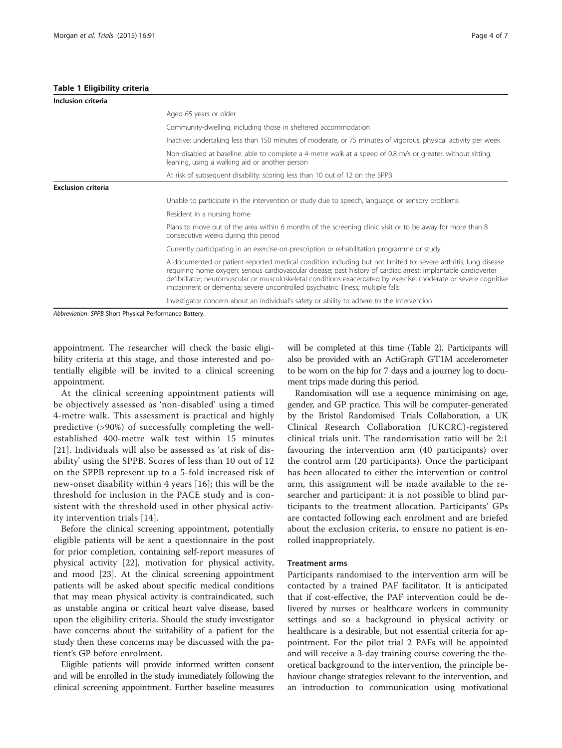**Table 1 Eligibility criteria**

| | |
|---|---|
| **Inclusion criteria** | |
| | Aged 65 years or older |
| | Community-dwelling, including those in sheltered accommodation |
| | Inactive: undertaking less than 150 minutes of moderate, or 75 minutes of vigorous, physical activity per week |
| | Non-disabled at baseline: able to complete a 4-metre walk at a speed of 0.8 m/s or greater, without sitting, leaning, using a walking aid or another person |
| | At risk of subsequent disability: scoring less than 10 out of 12 on the SPPB |
| **Exclusion criteria** | |
| | Unable to participate in the intervention or study due to speech, language, or sensory problems |
| | Resident in a nursing home |
| | Plans to move out of the area within 6 months of the screening clinic visit or to be away for more than 8 consecutive weeks during this period |
| | Currently participating in an exercise-on-prescription or rehabilitation programme or study |
| | A documented or patient-reported medical condition including but not limited to: severe arthritis; lung disease requiring home oxygen; serious cardiovascular disease; past history of cardiac arrest; implantable cardioverter defibrillator; neuromuscular or musculoskeletal conditions exacerbated by exercise; moderate or severe cognitive impairment or dementia; severe uncontrolled psychiatric illness; multiple falls |
| | Investigator concern about an individual's safety or ability to adhere to the intervention |

*Abbreviation*: *SPPB* Short Physical Performance Battery.

appointment. The researcher will check the basic eligibility criteria at this stage, and those interested and potentially eligible will be invited to a clinical screening appointment.

At the clinical screening appointment patients will be objectively assessed as 'non-disabled' using a timed 4-metre walk. This assessment is practical and highly predictive (>90%) of successfully completing the well-established 400-metre walk test within 15 minutes [21]. Individuals will also be assessed as 'at risk of disability' using the SPPB. Scores of less than 10 out of 12 on the SPPB represent up to a 5-fold increased risk of new-onset disability within 4 years [16]; this will be the threshold for inclusion in the PACE study and is consistent with the threshold used in other physical activity intervention trials [14].

Before the clinical screening appointment, potentially eligible patients will be sent a questionnaire in the post for prior completion, containing self-report measures of physical activity [22], motivation for physical activity, and mood [23]. At the clinical screening appointment patients will be asked about specific medical conditions that may mean physical activity is contraindicated, such as unstable angina or critical heart valve disease, based upon the eligibility criteria. Should the study investigator have concerns about the suitability of a patient for the study then these concerns may be discussed with the patient's GP before enrolment.

Eligible patients will provide informed written consent and will be enrolled in the study immediately following the clinical screening appointment. Further baseline measures will be completed at this time (Table 2). Participants will also be provided with an ActiGraph GT1M accelerometer to be worn on the hip for 7 days and a journey log to document trips made during this period.

Randomisation will use a sequence minimising on age, gender, and GP practice. This will be computer-generated by the Bristol Randomised Trials Collaboration, a UK Clinical Research Collaboration (UKCRC)-registered clinical trials unit. The randomisation ratio will be 2:1 favouring the intervention arm (40 participants) over the control arm (20 participants). Once the participant has been allocated to either the intervention or control arm, this assignment will be made available to the researcher and participant: it is not possible to blind participants to the treatment allocation. Participants' GPs are contacted following each enrolment and are briefed about the exclusion criteria, to ensure no patient is enrolled inappropriately.

#### Treatment arms

Participants randomised to the intervention arm will be contacted by a trained PAF facilitator. It is anticipated that if cost-effective, the PAF intervention could be delivered by nurses or healthcare workers in community settings and so a background in physical activity or healthcare is a desirable, but not essential criteria for appointment. For the pilot trial 2 PAFs will be appointed and will receive a 3-day training course covering the theoretical background to the intervention, the principle behaviour change strategies relevant to the intervention, and an introduction to communication using motivational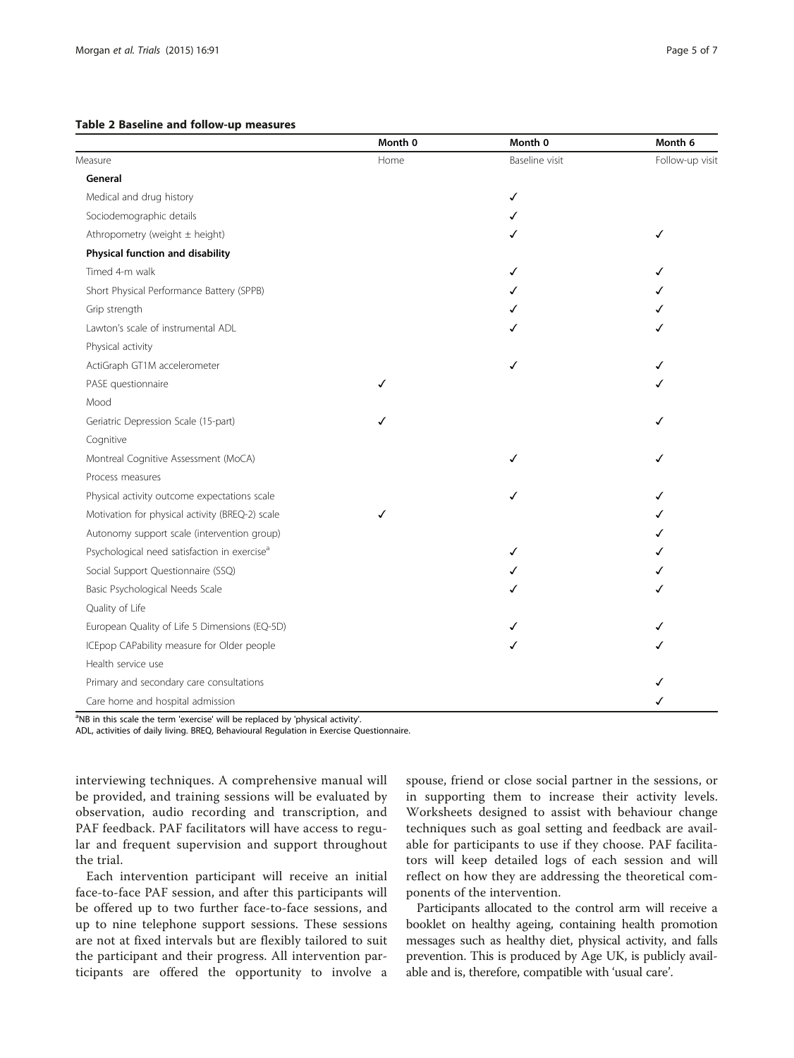**Table 2 Baseline and follow-up measures**

| | Month 0 | Month 0 | Month 6 |
|---|---|---|---|
| Measure | Home | Baseline visit | Follow-up visit |
| **General** | | | |
| Medical and drug history | | ✓ | |
| Sociodemographic details | | ✓ | |
| Athropometry (weight ± height) | | ✓ | ✓ |
| **Physical function and disability** | | | |
| Timed 4-m walk | | ✓ | ✓ |
| Short Physical Performance Battery (SPPB) | | ✓ | ✓ |
| Grip strength | | ✓ | ✓ |
| Lawton's scale of instrumental ADL | | ✓ | ✓ |
| Physical activity | | | |
| ActiGraph GT1M accelerometer | | ✓ | ✓ |
| PASE questionnaire | ✓ | | ✓ |
| Mood | | | |
| Geriatric Depression Scale (15-part) | ✓ | | ✓ |
| Cognitive | | | |
| Montreal Cognitive Assessment (MoCA) | | ✓ | ✓ |
| Process measures | | | |
| Physical activity outcome expectations scale | | ✓ | ✓ |
| Motivation for physical activity (BREQ-2) scale | ✓ | | ✓ |
| Autonomy support scale (intervention group) | | | ✓ |
| Psychological need satisfaction in exercise[a] | | ✓ | ✓ |
| Social Support Questionnaire (SSQ) | | ✓ | ✓ |
| Basic Psychological Needs Scale | | ✓ | ✓ |
| Quality of Life | | | |
| European Quality of Life 5 Dimensions (EQ-5D) | | ✓ | ✓ |
| ICEpop CAPability measure for Older people | | ✓ | ✓ |
| Health service use | | | |
| Primary and secondary care consultations | | | ✓ |
| Care home and hospital admission | | | ✓ |

[a]NB in this scale the term 'exercise' will be replaced by 'physical activity'.
ADL, activities of daily living. BREQ, Behavioural Regulation in Exercise Questionnaire.

interviewing techniques. A comprehensive manual will be provided, and training sessions will be evaluated by observation, audio recording and transcription, and PAF feedback. PAF facilitators will have access to regular and frequent supervision and support throughout the trial.

Each intervention participant will receive an initial face-to-face PAF session, and after this participants will be offered up to two further face-to-face sessions, and up to nine telephone support sessions. These sessions are not at fixed intervals but are flexibly tailored to suit the participant and their progress. All intervention participants are offered the opportunity to involve a spouse, friend or close social partner in the sessions, or in supporting them to increase their activity levels. Worksheets designed to assist with behaviour change techniques such as goal setting and feedback are available for participants to use if they choose. PAF facilitators will keep detailed logs of each session and will reflect on how they are addressing the theoretical components of the intervention.

Participants allocated to the control arm will receive a booklet on healthy ageing, containing health promotion messages such as healthy diet, physical activity, and falls prevention. This is produced by Age UK, is publicly available and is, therefore, compatible with 'usual care'.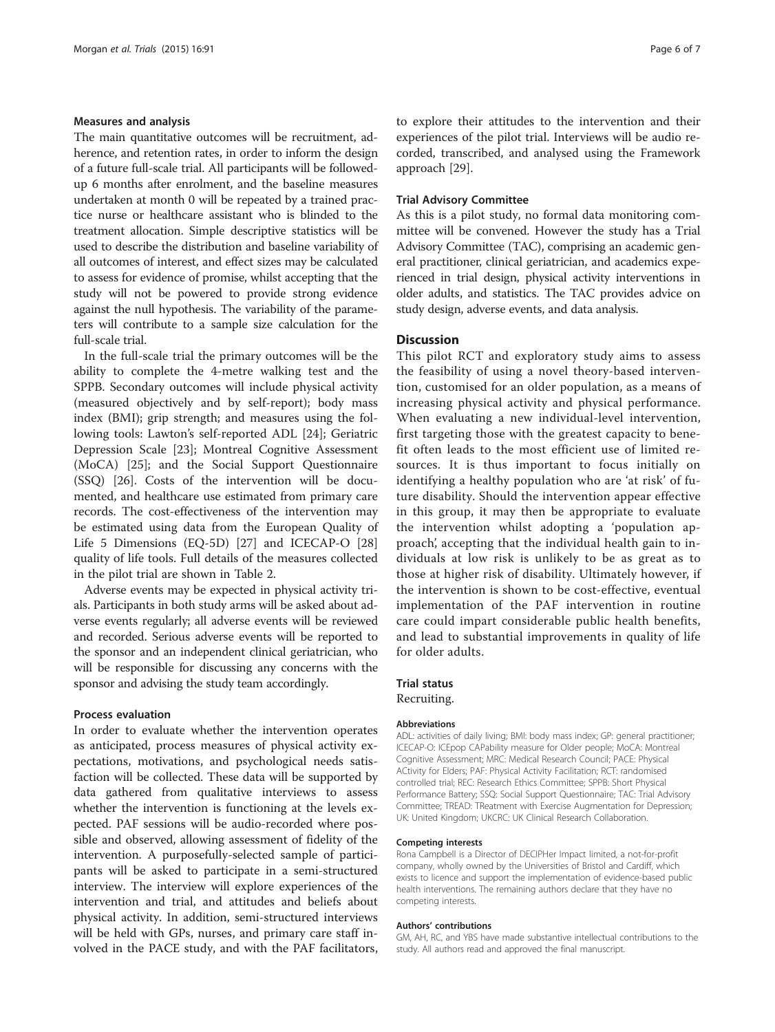### Measures and analysis

The main quantitative outcomes will be recruitment, adherence, and retention rates, in order to inform the design of a future full-scale trial. All participants will be followed-up 6 months after enrolment, and the baseline measures undertaken at month 0 will be repeated by a trained practice nurse or healthcare assistant who is blinded to the treatment allocation. Simple descriptive statistics will be used to describe the distribution and baseline variability of all outcomes of interest, and effect sizes may be calculated to assess for evidence of promise, whilst accepting that the study will not be powered to provide strong evidence against the null hypothesis. The variability of the parameters will contribute to a sample size calculation for the full-scale trial.

In the full-scale trial the primary outcomes will be the ability to complete the 4-metre walking test and the SPPB. Secondary outcomes will include physical activity (measured objectively and by self-report); body mass index (BMI); grip strength; and measures using the following tools: Lawton's self-reported ADL [24]; Geriatric Depression Scale [23]; Montreal Cognitive Assessment (MoCA) [25]; and the Social Support Questionnaire (SSQ) [26]. Costs of the intervention will be documented, and healthcare use estimated from primary care records. The cost-effectiveness of the intervention may be estimated using data from the European Quality of Life 5 Dimensions (EQ-5D) [27] and ICECAP-O [28] quality of life tools. Full details of the measures collected in the pilot trial are shown in Table 2.

Adverse events may be expected in physical activity trials. Participants in both study arms will be asked about adverse events regularly; all adverse events will be reviewed and recorded. Serious adverse events will be reported to the sponsor and an independent clinical geriatrician, who will be responsible for discussing any concerns with the sponsor and advising the study team accordingly.

### Process evaluation

In order to evaluate whether the intervention operates as anticipated, process measures of physical activity expectations, motivations, and psychological needs satisfaction will be collected. These data will be supported by data gathered from qualitative interviews to assess whether the intervention is functioning at the levels expected. PAF sessions will be audio-recorded where possible and observed, allowing assessment of fidelity of the intervention. A purposefully-selected sample of participants will be asked to participate in a semi-structured interview. The interview will explore experiences of the intervention and trial, and attitudes and beliefs about physical activity. In addition, semi-structured interviews will be held with GPs, nurses, and primary care staff involved in the PACE study, and with the PAF facilitators, to explore their attitudes to the intervention and their experiences of the pilot trial. Interviews will be audio recorded, transcribed, and analysed using the Framework approach [29].

### Trial Advisory Committee

As this is a pilot study, no formal data monitoring committee will be convened. However the study has a Trial Advisory Committee (TAC), comprising an academic general practitioner, clinical geriatrician, and academics experienced in trial design, physical activity interventions in older adults, and statistics. The TAC provides advice on study design, adverse events, and data analysis.

## Discussion

This pilot RCT and exploratory study aims to assess the feasibility of using a novel theory-based intervention, customised for an older population, as a means of increasing physical activity and physical performance. When evaluating a new individual-level intervention, first targeting those with the greatest capacity to benefit often leads to the most efficient use of limited resources. It is thus important to focus initially on identifying a healthy population who are 'at risk' of future disability. Should the intervention appear effective in this group, it may then be appropriate to evaluate the intervention whilst adopting a 'population approach', accepting that the individual health gain to individuals at low risk is unlikely to be as great as to those at higher risk of disability. Ultimately however, if the intervention is shown to be cost-effective, eventual implementation of the PAF intervention in routine care could impart considerable public health benefits, and lead to substantial improvements in quality of life for older adults.

## Trial status

Recruiting.

#### Abbreviations

ADL: activities of daily living; BMI: body mass index; GP: general practitioner; ICECAP-O: ICEpop CAPability measure for Older people; MoCA: Montreal Cognitive Assessment; MRC: Medical Research Council; PACE: Physical ACtivity for Elders; PAF: Physical Activity Facilitation; RCT: randomised controlled trial; REC: Research Ethics Committee; SPPB: Short Physical Performance Battery; SSQ: Social Support Questionnaire; TAC: Trial Advisory Committee; TREAD: TReatment with Exercise Augmentation for Depression; UK: United Kingdom; UKCRC: UK Clinical Research Collaboration.

#### Competing interests

Rona Campbell is a Director of DECIPHer Impact limited, a not-for-profit company, wholly owned by the Universities of Bristol and Cardiff, which exists to licence and support the implementation of evidence-based public health interventions. The remaining authors declare that they have no competing interests.

#### Authors' contributions

GM, AH, RC, and YBS have made substantive intellectual contributions to the study. All authors read and approved the final manuscript.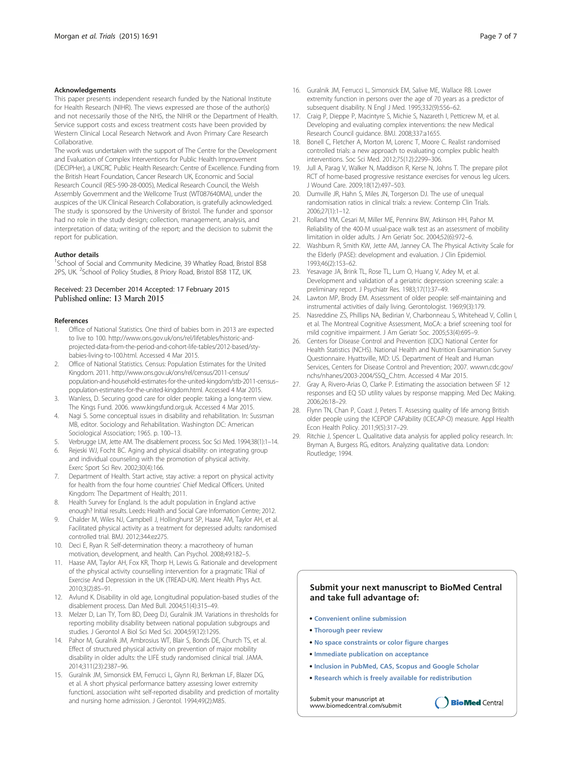### Acknowledgements

This paper presents independent research funded by the National Institute for Health Research (NIHR). The views expressed are those of the author(s) and not necessarily those of the NHS, the NIHR or the Department of Health. Service support costs and excess treatment costs have been provided by Western Clinical Local Research Network and Avon Primary Care Research Collaborative.

The work was undertaken with the support of The Centre for the Development and Evaluation of Complex Interventions for Public Health Improvement (DECIPHer), a UKCRC Public Health Research: Centre of Excellence. Funding from the British Heart Foundation, Cancer Research UK, Economic and Social Research Council (RES-590-28-0005), Medical Research Council, the Welsh Assembly Government and the Wellcome Trust (WT087640MA), under the auspices of the UK Clinical Research Collaboration, is gratefully acknowledged. The study is sponsored by the University of Bristol. The funder and sponsor had no role in the study design; collection, management, analysis, and interpretation of data; writing of the report; and the decision to submit the report for publication.

### Author details

[1]School of Social and Community Medicine, 39 Whatley Road, Bristol BS8 2PS, UK. [2]School of Policy Studies, 8 Priory Road, Bristol BS8 1TZ, UK.

Received: 23 December 2014 Accepted: 17 February 2015
Published online: 13 March 2015

### References

1. Office of National Statistics. One third of babies born in 2013 are expected to live to 100. http://www.ons.gov.uk/ons/rel/lifetables/historic-and-projected-data-from-the-period-and-cohort-life-tables/2012-based/sty-babies-living-to-100.html. Accessed 4 Mar 2015.
2. Office of National Statistics. Census: Population Estimates for the United Kingdom. 2011. http://www.ons.gov.uk/ons/rel/census/2011-census/population-and-household-estimates-for-the-united-kingdom/stb-2011-census–population-estimates-for-the-united-kingdom.html. Accessed 4 Mar 2015.
3. Wanless, D. Securing good care for older people: taking a long-term view. The Kings Fund. 2006. www.kingsfund.org.uk. Accessed 4 Mar 2015.
4. Nagi S. Some conceptual issues in disability and rehabilitation. In: Sussman MB, editor. Sociology and Rehabilitation. Washington DC: American Sociological Association; 1965. p. 100–13.
5. Verbrugge LM, Jette AM. The disablement process. Soc Sci Med. 1994;38(1):1–14.
6. Rejeski WJ, Focht BC. Aging and physical disability: on integrating group and individual counseling with the promotion of physical activity. Exerc Sport Sci Rev. 2002;30(4):166.
7. Department of Health. Start active, stay active: a report on physical activity for health from the four home countries' Chief Medical Officers. United Kingdom: The Department of Health; 2011.
8. Health Survey for England. Is the adult population in England active enough? Initial results. Leeds: Health and Social Care Information Centre; 2012.
9. Chalder M, Wiles NJ, Campbell J, Hollinghurst SP, Haase AM, Taylor AH, et al. Facilitated physical activity as a treatment for depressed adults: randomised controlled trial. BMJ. 2012;344:ez275.
10. Deci E, Ryan R. Self-determination theory: a macrotheory of human motivation, development, and health. Can Psychol. 2008;49:182–5.
11. Haase AM, Taylor AH, Fox KR, Thorp H, Lewis G. Rationale and development of the physical activity counselling intervention for a pragmatic TRial of Exercise And Depression in the UK (TREAD-UK). Ment Health Phys Act. 2010;3(2):85–91.
12. Avlund K. Disability in old age, Longitudinal population-based studies of the disablement process. Dan Med Bull. 2004;51(4):315–49.
13. Melzer D, Lan TY, Tom BD, Deeg DJ, Guralnik JM. Variations in thresholds for reporting mobility disability between national population subgroups and studies. J Gerontol A Biol Sci Med Sci. 2004;59(12):1295.
14. Pahor M, Guralnik JM, Ambrosius WT, Blair S, Bonds DE, Church TS, et al. Effect of structured physical activity on prevention of major mobility disability in older adults: the LIFE study randomised clinical trial. JAMA. 2014;311(23):2387–96.
15. Guralnik JM, Simonsick EM, Ferrucci L, Glynn RJ, Berkman LF, Blazer DG, et al. A short physical performance battery assessing lower extremity functionL association wiht self-reported disability and prediction of mortality and nursing home admission. J Gerontol. 1994;49(2):M85.
16. Guralnik JM, Ferrucci L, Simonsick EM, Salive ME, Wallace RB. Lower extremity function in persons over the age of 70 years as a predictor of subsequent disability. N Engl J Med. 1995;332(9):556–62.
17. Craig P, Dieppe P, Macintyre S, Michie S, Nazareth I, Petticrew M, et al. Developing and evaluating complex interventions: the new Medical Research Council guidance. BMJ. 2008;337:a1655.
18. Bonell C, Fletcher A, Morton M, Lorenc T, Moore C. Realist randomised controlled trials: a new approach to evaluating complex public health interventions. Soc Sci Med. 2012;75(12):2299–306.
19. Jull A, Parag V, Walker N, Maddison R, Kerse N, Johns T. The prepare pilot RCT of home-based progressive resistance exercises for venous leg ulcers. J Wound Care. 2009;18(12):497–503.
20. Dumville JR, Hahn S, Miles JN, Torgerson DJ. The use of unequal randomisation ratios in clinical trials: a review. Contemp Clin Trials. 2006;27(1):1–12.
21. Rolland YM, Cesari M, Miller ME, Penninx BW, Atkinson HH, Pahor M. Reliability of the 400-M usual-pace walk test as an assessment of mobility limitation in older adults. J Am Geriatr Soc. 2004;52(6):972–6.
22. Washburn R, Smith KW, Jette AM, Janney CA. The Physical Activity Scale for the Elderly (PASE): development and evaluation. J Clin Epidemiol. 1993;46(2):153–62.
23. Yesavage JA, Brink TL, Rose TL, Lum O, Huang V, Adey M, et al. Development and validation of a geriatric depression screening scale: a preliminary report. J Psychiatr Res. 1983;17(1):37–49.
24. Lawton MP, Brody EM. Assessment of older people: self-maintaining and instrumental activities of daily living. Gerontologist. 1969;9(3):179.
25. Nasreddine ZS, Phillips NA, Bedirian V, Charbonneau S, Whitehead V, Collin I, et al. The Montreal Cognitive Assessment, MoCA: a brief screening tool for mild cognitive impairment. J Am Geriatr Soc. 2005;53(4):695–9.
26. Centers for Disease Control and Prevention (CDC) National Center for Health Statistics (NCHS). National Health and Nutrition Examination Survey Questionnaire. Hyattsville, MD: US. Department of Healt and Human Services, Centers for Disease Control and Prevention; 2007. wwwn.cdc.gov/nchs/nhanes/2003-2004/SSQ_C.htm. Accessed 4 Mar 2015.
27. Gray A, Rivero-Arias O, Clarke P. Estimating the association between SF 12 responses and EQ 5D utility values by response mapping. Med Dec Making. 2006;26:18–29.
28. Flynn TN, Chan P, Coast J, Peters T. Assessing quality of life among British older people using the ICEPOP CAPability (ICECAP-O) measure. Appl Health Econ Health Policy. 2011;9(5):317–29.
29. Ritchie J, Spencer L. Qualitative data analysis for applied policy research. In: Bryman A, Burgess RG, editors. Analyzing qualitative data. London: Routledge; 1994.

**Submit your next manuscript to BioMed Central and take full advantage of:**

- **Convenient online submission**
- **Thorough peer review**
- **No space constraints or color figure charges**
- **Immediate publication on acceptance**
- **Inclusion in PubMed, CAS, Scopus and Google Scholar**
- **Research which is freely available for redistribution**

Submit your manuscript at
www.biomedcentral.com/submit

BioMed Central